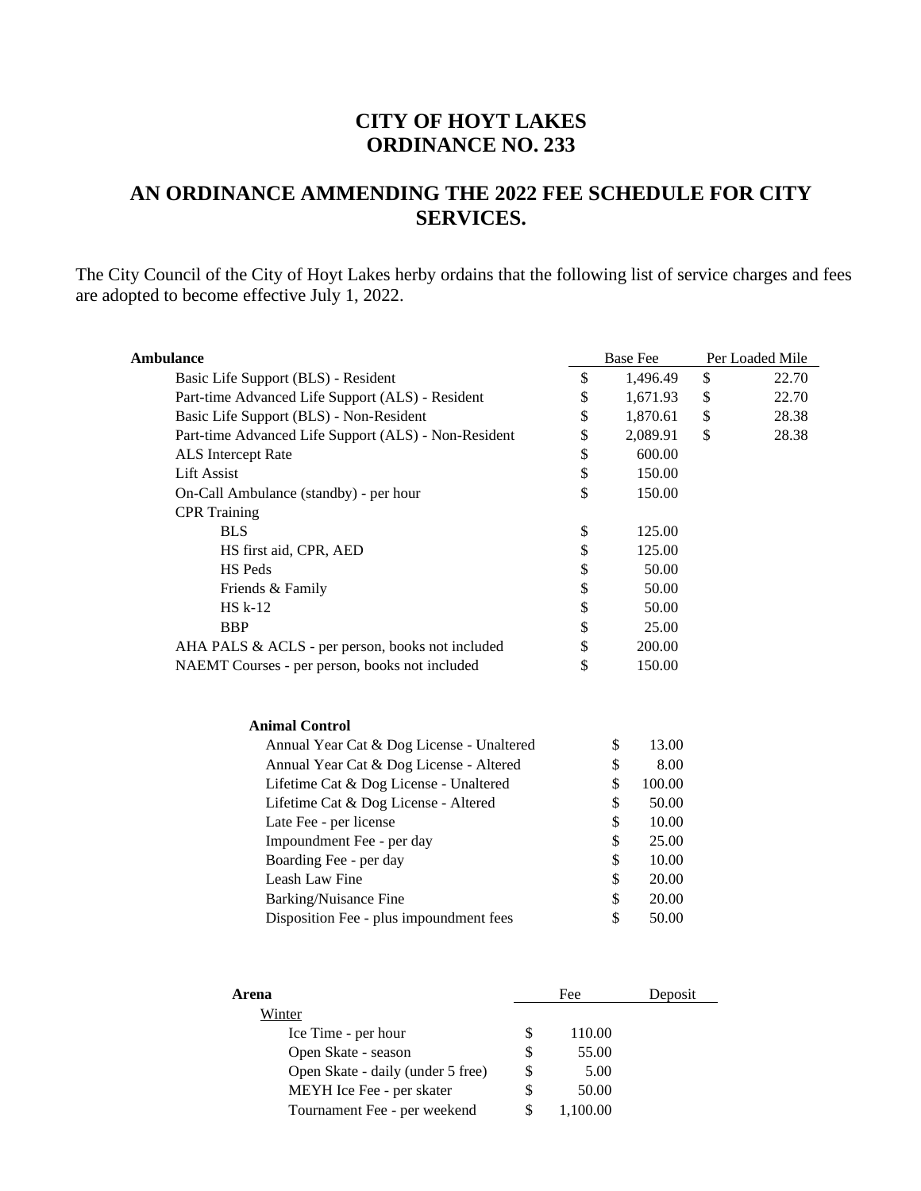# CITY OF HOYT LAKES
# ORDINANCE NO. 233

## AN ORDINANCE AMMENDING THE 2022 FEE SCHEDULE FOR CITY SERVICES.

The City Council of the City of Hoyt Lakes herby ordains that the following list of service charges and fees are adopted to become effective July 1, 2022.

| **Ambulance** | Base Fee | Per Loaded Mile |
|---|---|---|
| Basic Life Support (BLS) - Resident | $ 1,496.49 | $ 22.70 |
| Part-time Advanced Life Support (ALS) - Resident | $ 1,671.93 | $ 22.70 |
| Basic Life Support (BLS) - Non-Resident | $ 1,870.61 | $ 28.38 |
| Part-time Advanced Life Support (ALS) - Non-Resident | $ 2,089.91 | $ 28.38 |
| ALS Intercept Rate | $ 600.00 | |
| Lift Assist | $ 150.00 | |
| On-Call Ambulance (standby) - per hour | $ 150.00 | |
| CPR Training | | |
| BLS | $ 125.00 | |
| HS first aid, CPR, AED | $ 125.00 | |
| HS Peds | $ 50.00 | |
| Friends & Family | $ 50.00 | |
| HS k-12 | $ 50.00 | |
| BBP | $ 25.00 | |
| AHA PALS & ACLS - per person, books not included | $ 200.00 | |
| NAEMT Courses - per person, books not included | $ 150.00 | |

| **Animal Control** | |
|---|---|
| Annual Year Cat & Dog License - Unaltered | $ 13.00 |
| Annual Year Cat & Dog License - Altered | $ 8.00 |
| Lifetime Cat & Dog License - Unaltered | $ 100.00 |
| Lifetime Cat & Dog License - Altered | $ 50.00 |
| Late Fee - per license | $ 10.00 |
| Impoundment Fee - per day | $ 25.00 |
| Boarding Fee - per day | $ 10.00 |
| Leash Law Fine | $ 20.00 |
| Barking/Nuisance Fine | $ 20.00 |
| Disposition Fee - plus impoundment fees | $ 50.00 |

| **Arena** | Fee | Deposit |
|---|---|---|
| Winter | | |
| Ice Time - per hour | $ 110.00 | |
| Open Skate - season | $ 55.00 | |
| Open Skate - daily (under 5 free) | $ 5.00 | |
| MEYH Ice Fee - per skater | $ 50.00 | |
| Tournament Fee - per weekend | $ 1,100.00 | |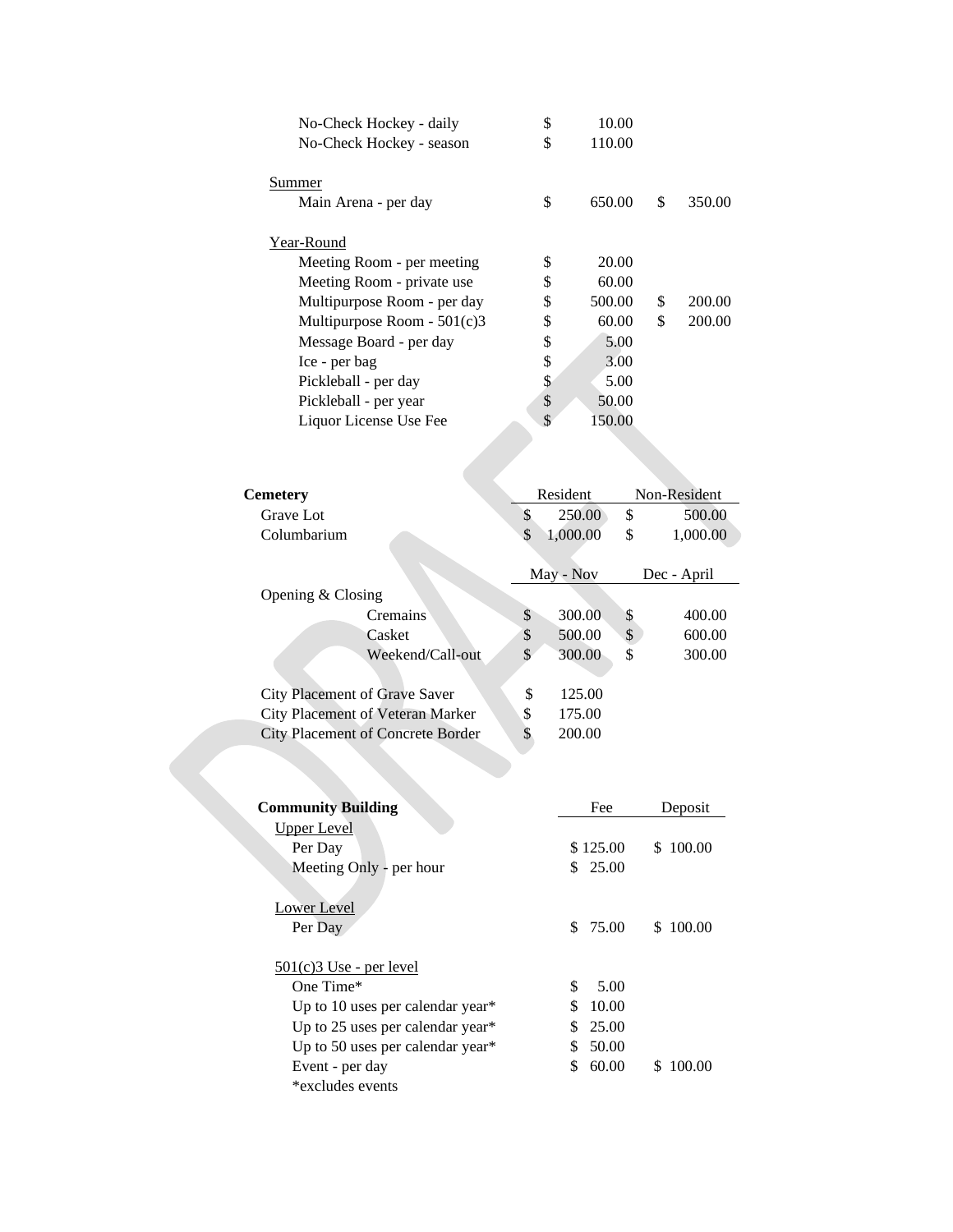| | | |
|---|---|---|
| No-Check Hockey - daily | $ 10.00 | |
| No-Check Hockey - season | $ 110.00 | |
| | | |
| <u>Summer</u> | | |
| Main Arena - per day | $ 650.00 | $ 350.00 |
| | | |
| <u>Year-Round</u> | | |
| Meeting Room - per meeting | $ 20.00 | |
| Meeting Room - private use | $ 60.00 | |
| Multipurpose Room - per day | $ 500.00 | $ 200.00 |
| Multipurpose Room - 501(c)3 | $ 60.00 | $ 200.00 |
| Message Board - per day | $ 5.00 | |
| Ice - per bag | $ 3.00 | |
| Pickleball - per day | $ 5.00 | |
| Pickleball - per year | $ 50.00 | |
| Liquor License Use Fee | $ 150.00 | |

| **Cemetery** | Resident | Non-Resident |
|---|---|---|
| Grave Lot | $ 250.00 | $ 500.00 |
| Columbarium | $ 1,000.00 | $ 1,000.00 |
| | **May - Nov** | **Dec - April** |
| Opening & Closing | | |
| Cremains | $ 300.00 | $ 400.00 |
| Casket | $ 500.00 | $ 600.00 |
| Weekend/Call-out | $ 300.00 | $ 300.00 |
| | | |
| City Placement of Grave Saver | $ 125.00 | |
| City Placement of Veteran Marker | $ 175.00 | |
| City Placement of Concrete Border | $ 200.00 | |

| **Community Building** | Fee | Deposit |
|---|---|---|
| <u>Upper Level</u> | | |
| Per Day | $ 125.00 | $ 100.00 |
| Meeting Only - per hour | $ 25.00 | |
| | | |
| <u>Lower Level</u> | | |
| Per Day | $ 75.00 | $ 100.00 |
| | | |
| <u>501(c)3 Use - per level</u> | | |
| One Time* | $ 5.00 | |
| Up to 10 uses per calendar year* | $ 10.00 | |
| Up to 25 uses per calendar year* | $ 25.00 | |
| Up to 50 uses per calendar year* | $ 50.00 | |
| Event - per day | $ 60.00 | $ 100.00 |

*excludes events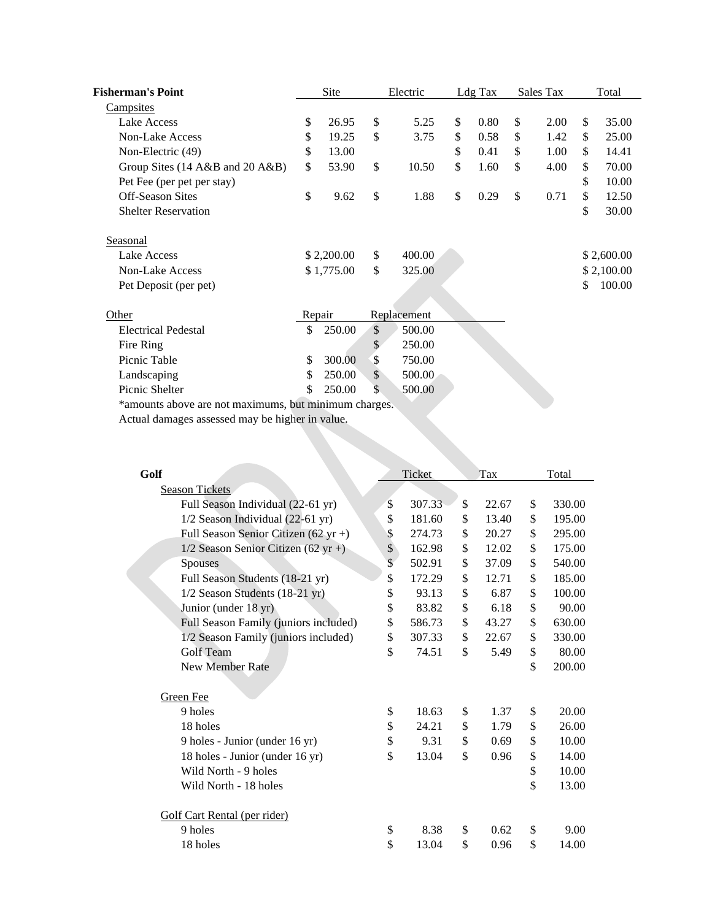| Fisherman's Point | Site | Electric | Ldg Tax | Sales Tax | Total |
|---|---|---|---|---|---|
| Campsites | | | | | |
| Lake Access | $ 26.95 | $ 5.25 | $ 0.80 | $ 2.00 | $ 35.00 |
| Non-Lake Access | $ 19.25 | $ 3.75 | $ 0.58 | $ 1.42 | $ 25.00 |
| Non-Electric (49) | $ 13.00 | | $ 0.41 | $ 1.00 | $ 14.41 |
| Group Sites (14 A&B and 20 A&B) | $ 53.90 | $ 10.50 | $ 1.60 | $ 4.00 | $ 70.00 |
| Pet Fee (per pet per stay) | | | | | $ 10.00 |
| Off-Season Sites | $ 9.62 | $ 1.88 | $ 0.29 | $ 0.71 | $ 12.50 |
| Shelter Reservation | | | | | $ 30.00 |
| | | | | | |
| Seasonal | | | | | |
| Lake Access | $ 2,200.00 | $ 400.00 | | | $ 2,600.00 |
| Non-Lake Access | $ 1,775.00 | $ 325.00 | | | $ 2,100.00 |
| Pet Deposit (per pet) | | | | | $ 100.00 |

| Other | Repair | Replacement |
|---|---|---|
| Electrical Pedestal | $ 250.00 | $ 500.00 |
| Fire Ring | | $ 250.00 |
| Picnic Table | $ 300.00 | $ 750.00 |
| Landscaping | $ 250.00 | $ 500.00 |
| Picnic Shelter | $ 250.00 | $ 500.00 |

*amounts above are not maximums, but minimum charges.
Actual damages assessed may be higher in value.

| Golf | Ticket | Tax | Total |
|---|---|---|---|
| Season Tickets | | | |
| Full Season Individual (22-61 yr) | $ 307.33 | $ 22.67 | $ 330.00 |
| 1/2 Season Individual (22-61 yr) | $ 181.60 | $ 13.40 | $ 195.00 |
| Full Season Senior Citizen (62 yr +) | $ 274.73 | $ 20.27 | $ 295.00 |
| 1/2 Season Senior Citizen (62 yr +) | $ 162.98 | $ 12.02 | $ 175.00 |
| Spouses | $ 502.91 | $ 37.09 | $ 540.00 |
| Full Season Students (18-21 yr) | $ 172.29 | $ 12.71 | $ 185.00 |
| 1/2 Season Students (18-21 yr) | $ 93.13 | $ 6.87 | $ 100.00 |
| Junior (under 18 yr) | $ 83.82 | $ 6.18 | $ 90.00 |
| Full Season Family (juniors included) | $ 586.73 | $ 43.27 | $ 630.00 |
| 1/2 Season Family (juniors included) | $ 307.33 | $ 22.67 | $ 330.00 |
| Golf Team | $ 74.51 | $ 5.49 | $ 80.00 |
| New Member Rate | | | $ 200.00 |
| | | | |
| Green Fee | | | |
| 9 holes | $ 18.63 | $ 1.37 | $ 20.00 |
| 18 holes | $ 24.21 | $ 1.79 | $ 26.00 |
| 9 holes - Junior (under 16 yr) | $ 9.31 | $ 0.69 | $ 10.00 |
| 18 holes - Junior (under 16 yr) | $ 13.04 | $ 0.96 | $ 14.00 |
| Wild North - 9 holes | | | $ 10.00 |
| Wild North - 18 holes | | | $ 13.00 |
| | | | |
| Golf Cart Rental (per rider) | | | |
| 9 holes | $ 8.38 | $ 0.62 | $ 9.00 |
| 18 holes | $ 13.04 | $ 0.96 | $ 14.00 |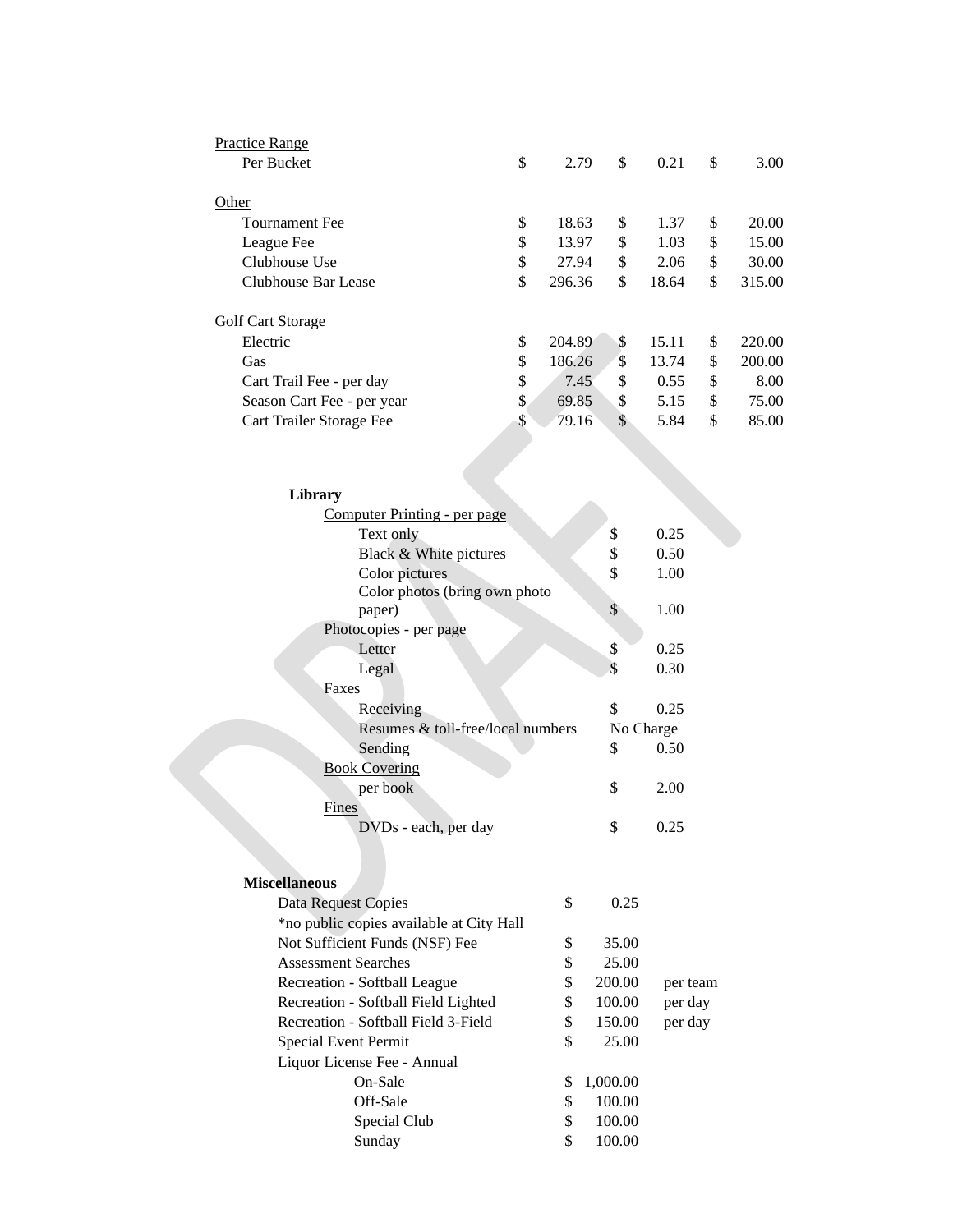| | | | |
|---|---|---|---|
| Practice Range | | | |
| Per Bucket | $ 2.79 | $ 0.21 | $ 3.00 |
| | | | |
| Other | | | |
| Tournament Fee | $ 18.63 | $ 1.37 | $ 20.00 |
| League Fee | $ 13.97 | $ 1.03 | $ 15.00 |
| Clubhouse Use | $ 27.94 | $ 2.06 | $ 30.00 |
| Clubhouse Bar Lease | $ 296.36 | $ 18.64 | $ 315.00 |
| | | | |
| Golf Cart Storage | | | |
| Electric | $ 204.89 | $ 15.11 | $ 220.00 |
| Gas | $ 186.26 | $ 13.74 | $ 200.00 |
| Cart Trail Fee - per day | $ 7.45 | $ 0.55 | $ 8.00 |
| Season Cart Fee - per year | $ 69.85 | $ 5.15 | $ 75.00 |
| Cart Trailer Storage Fee | $ 79.16 | $ 5.84 | $ 85.00 |

**Library**

| | |
|---|---|
| Computer Printing - per page | |
| Text only | $ 0.25 |
| Black & White pictures | $ 0.50 |
| Color pictures | $ 1.00 |
| Color photos (bring own photo paper) | $ 1.00 |
| Photocopies - per page | |
| Letter | $ 0.25 |
| Legal | $ 0.30 |
| Faxes | |
| Receiving | $ 0.25 |
| Resumes & toll-free/local numbers | No Charge |
| Sending | $ 0.50 |
| Book Covering | |
| per book | $ 2.00 |
| Fines | |
| DVDs - each, per day | $ 0.25 |

**Miscellaneous**

| | | |
|---|---|---|
| Data Request Copies | $ 0.25 | |
| *no public copies available at City Hall | | |
| Not Sufficient Funds (NSF) Fee | $ 35.00 | |
| Assessment Searches | $ 25.00 | |
| Recreation - Softball League | $ 200.00 | per team |
| Recreation - Softball Field Lighted | $ 100.00 | per day |
| Recreation - Softball Field 3-Field | $ 150.00 | per day |
| Special Event Permit | $ 25.00 | |
| Liquor License Fee - Annual | | |
| On-Sale | $ 1,000.00 | |
| Off-Sale | $ 100.00 | |
| Special Club | $ 100.00 | |
| Sunday | $ 100.00 | |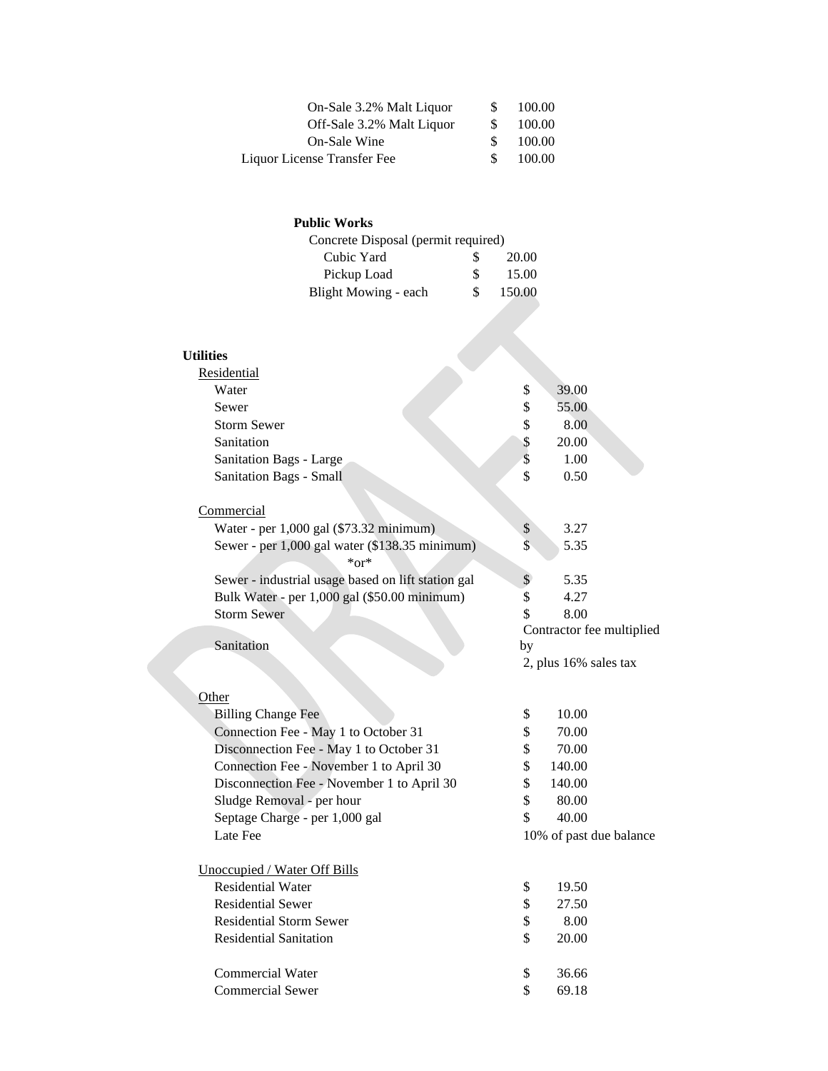| | | |
|---|---|---|
| On-Sale 3.2% Malt Liquor | $ | 100.00 |
| Off-Sale 3.2% Malt Liquor | $ | 100.00 |
| On-Sale Wine | $ | 100.00 |
| Liquor License Transfer Fee | $ | 100.00 |

**Public Works**

| | | |
|---|---|---|
| Concrete Disposal (permit required) | | |
| Cubic Yard | $ | 20.00 |
| Pickup Load | $ | 15.00 |
| Blight Mowing - each | $ | 150.00 |

**Utilities**

| | | |
|---|---|---|
| <u>Residential</u> | | |
| Water | $ | 39.00 |
| Sewer | $ | 55.00 |
| Storm Sewer | $ | 8.00 |
| Sanitation | $ | 20.00 |
| Sanitation Bags - Large | $ | 1.00 |
| Sanitation Bags - Small | $ | 0.50 |
| | | |
| <u>Commercial</u> | | |
| Water - per 1,000 gal ($73.32 minimum) | $ | 3.27 |
| Sewer - per 1,000 gal water ($138.35 minimum) | $ | 5.35 |
| *or* | | |
| Sewer - industrial usage based on lift station gal | $ | 5.35 |
| Bulk Water - per 1,000 gal ($50.00 minimum) | $ | 4.27 |
| Storm Sewer | $ | 8.00 |
| Sanitation | Contractor fee multiplied by 2, plus 16% sales tax | |
| | | |
| <u>Other</u> | | |
| Billing Change Fee | $ | 10.00 |
| Connection Fee - May 1 to October 31 | $ | 70.00 |
| Disconnection Fee - May 1 to October 31 | $ | 70.00 |
| Connection Fee - November 1 to April 30 | $ | 140.00 |
| Disconnection Fee - November 1 to April 30 | $ | 140.00 |
| Sludge Removal - per hour | $ | 80.00 |
| Septage Charge - per 1,000 gal | $ | 40.00 |
| Late Fee | 10% of past due balance | |
| | | |
| <u>Unoccupied / Water Off Bills</u> | | |
| Residential Water | $ | 19.50 |
| Residential Sewer | $ | 27.50 |
| Residential Storm Sewer | $ | 8.00 |
| Residential Sanitation | $ | 20.00 |
| | | |
| Commercial Water | $ | 36.66 |
| Commercial Sewer | $ | 69.18 |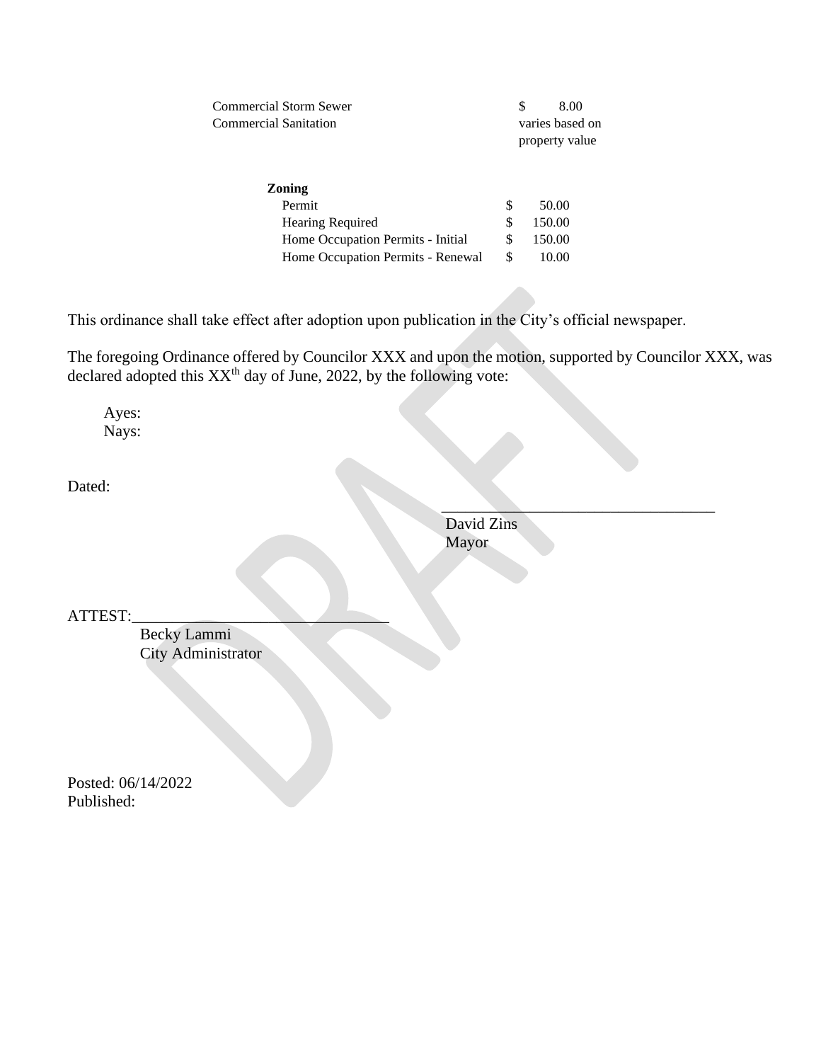| | |
|---|---|
| Commercial Storm Sewer | $ 8.00 |
| Commercial Sanitation | varies based on property value |

**Zoning**

| | |
|---|---|
| Permit | $ 50.00 |
| Hearing Required | $ 150.00 |
| Home Occupation Permits - Initial | $ 150.00 |
| Home Occupation Permits - Renewal | $ 10.00 |

This ordinance shall take effect after adoption upon publication in the City's official newspaper.

The foregoing Ordinance offered by Councilor XXX and upon the motion, supported by Councilor XXX, was declared adopted this XX[th] day of June, 2022, by the following vote:

Ayes:
Nays:

Dated:

\_\_\_\_\_\_\_\_\_\_\_\_\_\_\_\_\_\_\_\_\_\_\_\_\_\_\_\_\_\_\_\_\_\_
David Zins
Mayor

ATTEST:\_\_\_\_\_\_\_\_\_\_\_\_\_\_\_\_\_\_\_\_\_\_\_\_\_\_\_\_\_\_
Becky Lammi
City Administrator

Posted: 06/14/2022
Published: